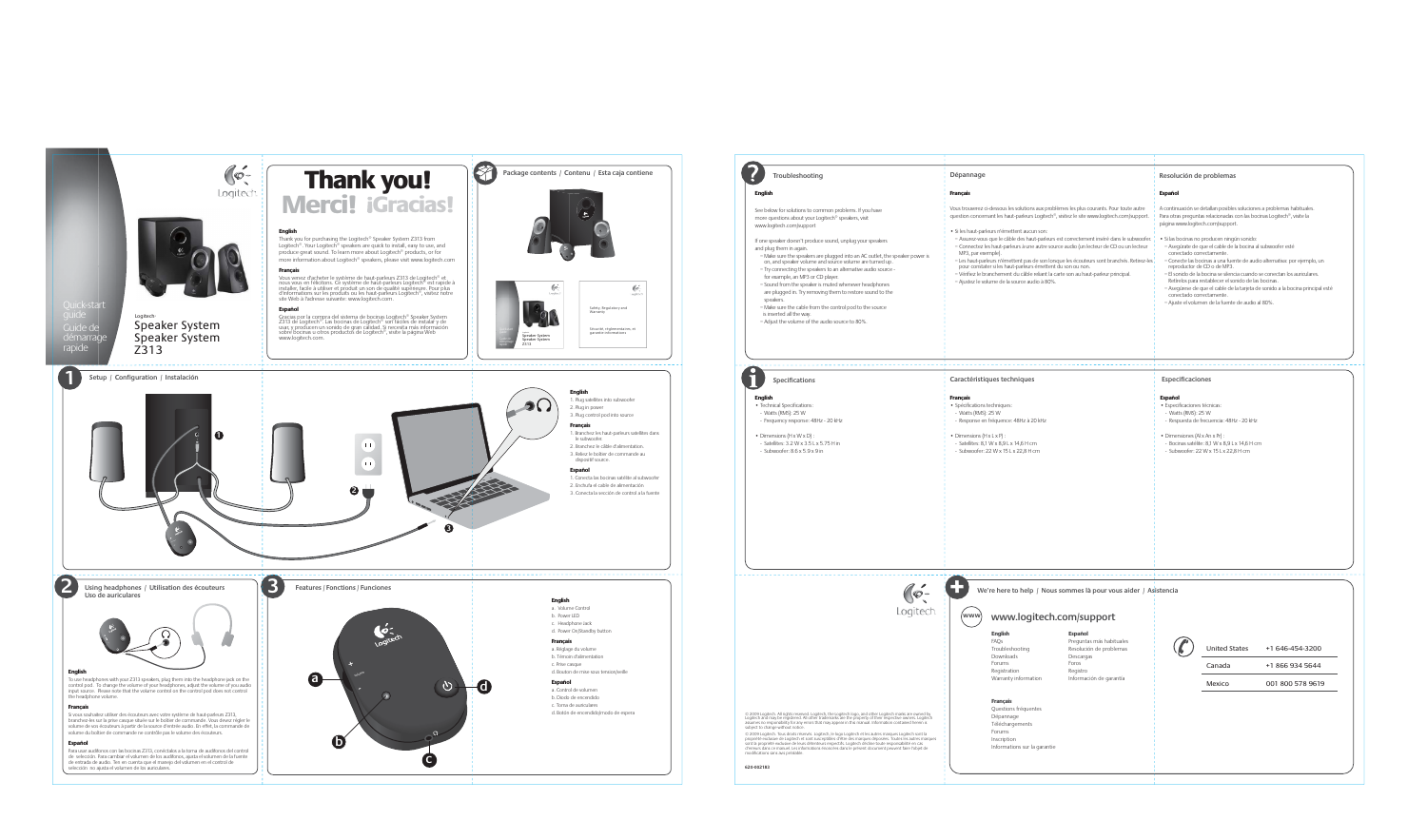Logitech

# Speaker System Z313

Quick-start guide
Guide de démarrage rapide

# Thank you! Merci! ¡Gracias!

**English**

Thank you for purchasing the Logitech® Speaker System Z313 from Logitech®. Your Logitech® speakers are quick to install, easy to use, and produce great sound. To learn more about Logitech® products, or for more information about Logitech® speakers, please visit www.logitech.com

**Français**

Vous venez d'acheter le système de haut-parleurs Z313 de Logitech® et nous vous en félicitons. Ce système de haut-parleurs Logitech® est rapide à installer, facile à utiliser et produit un son de qualité supérieure. Pour plus d'informations sur les produits ou les haut-parleurs Logitech®, visitez notre site Web à l'adresse suivante: www.logitech.com

**Español**

Gracias por la compra del sistema de bocinas Logitech® Speaker System Z313 de Logitech®. Las bocinas de Logitech® son fáciles de instalar y de usar, y producen un sonido de gran calidad. Si necesita más información sobre bocinas u otros productos de Logitech®, visite la página Web www.logitech.com.

## Package contents / Contenu / Esta caja contiene

Speaker System
Speaker System
Z313

Safety, Regulatory and Warranty

Sécurité, réglementation, et garantie informations

## 1 Setup / Configuration / Instalación

**English**

1. Plug satellites into subwoofer
2. Plug in power
3. Plug control pod into source

**Français**

1. Branchez les haut-parleurs satellites dans le subwoofer
2. Branchez le câble d'alimentation.
3. Reliez le boîtier de commande au dispositif source.

**Español**

1. Conecta las bocinas satélite al subwoofer
2. Enchufa el cable de alimentación
3. Conecta la sección de control a la fuente

## 2 Using headphones / Utilisation des écouteurs / Uso de auriculares

**English**

To use headphones with your Z313 speakers, plug them into the headphone jack on the control pod. To change the volume of your headphones, adjust the volume of you audio input source. Please note that the volume control on the control pod does not control the headphone volume.

**Français**

Si vous souhaitez utiliser des écouteurs avec votre système de haut-parleurs Z313, branchez-les sur la prise casque située sur le boîtier de commande. Vous devez régler le volume de vos écouteurs à partir de la source d'entrée audio. En effet, la commande de volume du boîtier de commande ne contrôle pas le volume des écouteurs.

**Español**

Para usar auriculares con las bocinas Z313, conéctalas a la toma de auriculares del control de selección. Para cambiar el volumen de los auriculares, ajusta el volumen de la fuente de entrada de audio. Ten en cuenta que el manejo del volumen en el control de selección no ajusta el volumen de los auriculares.

## 3 Features / Fonctions / Funciones

**English**

a. Volume Control
b. Power LED
c. Headphone jack
d. Power On/Standby button

**Français**

a. Réglage du volume
b. Témoin d'alimentation
c. Prise casque
d. Bouton de mise sous tension/veille

**Español**

a. Control de volumen
b. Diodo de encendido
c. Toma de auriculares
d. Botón de encendido/modo de espera

## Troubleshooting / Dépannage / Resolución de problemas

**English**

See below for solutions to common problems. If you have more questions about your Logitech® speakers, visit www.logitech.com/support

If one speaker doesn't produce sound, unplug your speakers and plug them in again.

- Make sure the speakers are plugged into an AC outlet, the speaker power is on, and speaker volume and source volume are turned up.
- Try connecting the speakers to an alternative audio source - for example, an MP3 or CD player.
- Sound from the speaker is muted whenever headphones are plugged in. Try removing them to restore sound to the speakers.
- Make sure the cable from the control pod to the source is inserted all the way.
- Adjust the volume of the audio source to 80%.

**Français**

Vous trouverez ci-dessous les solutions aux problèmes les plus courants. Pour toute autre question concernant les haut-parleurs Logitech®, visitez le site www.logitech.com/support.

- Si les haut-parleurs n'émettent aucun son:
  - Assurez-vous que le câble des haut-parleurs est correctement inséré dans le subwoofer.
  - Connectez les haut-parleurs à une autre source audio (un lecteur de CD ou un lecteur MP3, par exemple).
  - Les haut-parleurs n'émettent pas de son lorsque les écouteurs sont branchés. Retirez-les pour constater si les haut-parleurs émettent du son ou non.
  - Vérifiez le branchement du câble reliant la carte son au haut-parleur principal.
  - Ajustez le volume de la source audio à 80%.

**Español**

A continuación se detallan posibles soluciones a problemas habituales. Para otras preguntas relacionadas con las bocinas Logitech®, visite la página www.logitech.com/support.

- Si las bocinas no producen ningún sonido:
  - Asegúrate de que el cable de la bocina al subwoofer esté conectado correctamente.
  - Conecte las bocinas a una fuente de audio alternativa: por ejemplo, un reproductor de CD o de MP3.
  - El sonido de la bocina se silencia cuando se conectan los auriculares. Retíralos para restablecer el sonido de las bocinas.
  - Asegúrese de que el cable de la tarjeta de sonido a la bocina principal esté conectado correctamente.
  - Ajuste el volumen de la fuente de audio al 80%.

## Specifications / Caractéristiques techniques / Especificaciones

**English**

- Technical Specifications:
  - Watts (RMS): 25 W
  - Frequency response: 48Hz - 20 kHz
- Dimensions (H x W x D):
  - Satellites: 3.2 W x 3.5 L x 5.75 H in
  - Subwoofer: 8.6 x 5.9 x 9 in

**Français**

- Spécifications techniques:
  - Watts (RMS): 25 W
  - Réponse en fréquence: 48Hz à 20 kHz
- Dimensions (H x L x P):
  - Satellites: 8,1 W x 8,9 L x 14,6 H cm
  - Subwoofer: 22 W x 15 L x 22,8 H cm

**Español**

- Especificaciones técnicas:
  - Watts (RMS): 25 W
  - Respuesta de frecuencia: 48Hz - 20 kHz
- Dimensiones (Al x An x Pr):
  - Bocinas satélite: 8,1 W x 8,9 L x 14,6 H cm
  - Subwoofer: 22 W x 15 L x 22,8 H cm

## We're here to help / Nous sommes là pour vous aider / Asistencia

www.logitech.com/support

**English**

FAQs
Troubleshooting
Downloads
Forums
Registration
Warranty information

**Español**

Preguntas más habituales
Resolución de problemas
Descargas
Foros
Registro
Información de garantía

**Français**

Questions fréquentes
Dépannage
Téléchargements
Forums
Inscription
Informations sur la garantie

| | |
|---|---|
| United States | +1 646-454-3200 |
| Canada | +1 866 934 5644 |
| Mexico | 001 800 578 9619 |

© 2009 Logitech. All rights reserved. Logitech, the Logitech logo, and other Logitech marks are owned by Logitech and may be registered. All other trademarks are the property of their respective owners. Logitech assumes no responsibility for any errors that may appear in this manual. Information contained herein is subject to change without notice.

© 2009 Logitech. Tous droits réservés. Logitech, le logo Logitech et les autres marques Logitech sont la propriété exclusive de Logitech et sont susceptibles d'être des marques déposées. Toutes les autres marques sont la propriété exclusive de leurs détenteurs respectifs. Logitech décline toute responsabilité en cas d'erreurs dans ce manuel. Les informations énoncées dans le présent document peuvent faire l'objet de modifications sans avis préalable.

620-002183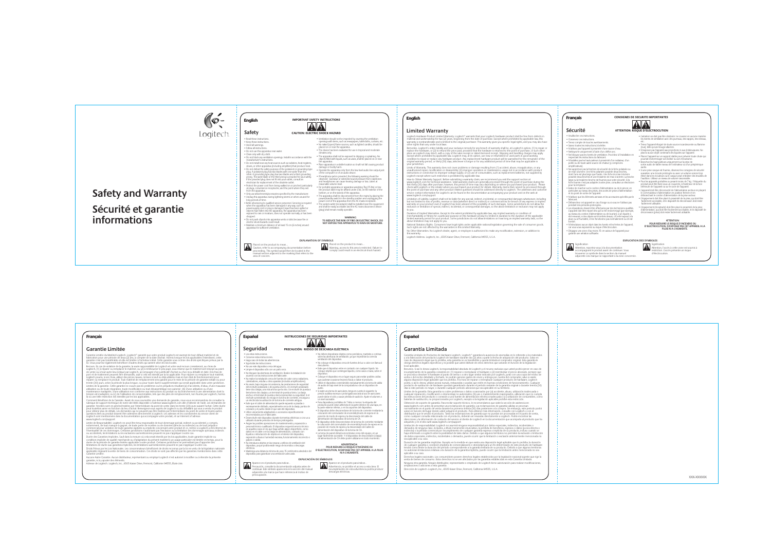# Safety and Warranty

# Sécurité et garantie informations

## English

### Safety

**IMPORTANT SAFETY INSTRUCTIONS**

**CAUTION: ELECTRIC SHOCK HAZARD**

- Read these instructions.
- Keep these instructions.
- Heed all warnings.
- Follow all instructions.
- Do not use this apparatus near water.
- Clean only with dry cloth.
- Do not block any ventilation openings. Install in accordance with the manufacturer's instructions.
- Do not install near any heat sources such as radiators, heat registers, stoves, or other apparatus (including amplifiers) that produce heat.
- Do not defeat the safety purpose of the polarized or grounding-type plug. A polarized plug has two blades with one wider than the other. A grounding type plug has two blades and a third grounding prong. The wide blade or the third prong is provided for your safety. If the provided plug does not fit into your outlet, consult an electrician for replacement of the obsolete outlet.
- Protect the power cord from being walked on or pinched particularly at plugs, convenience receptacles, and the point where they exit from the apparatus.
- Only use attachments/accessories specified by the manufacturer.
- Unplug this apparatus during lightning storms or when unused for long periods of time.
- Refer all servicing to qualified service personnel. Servicing is required when the apparatus has been damaged in any way, such as power-supply cord or plug is damaged, liquid has been spilled or objects have fallen into the apparatus, the apparatus has been exposed to rain or moisture, does not operate normally, or has been dropped.
- Do not push objects into apparatus vents or slots because fire or electric shock hazards could result.
- Maintain a minimum distance of at least 15 cm (6 inches) around apparatus for sufficient ventilation.
- Ventilation should not be impeded by covering the ventilation openings with items, such as newspapers, table-cloths, curtains, etc.
- No naked (open) flame sources, such as lighted candles, should be placed on or near the apparatus.
- This device has been evaluated for use in tropical and moderate climates only.
- The apparatus shall not be exposed to dripping or splashing. No objects filled with liquids, such as vases, shall be placed on or near the apparatus.
- Place apparatus in a stable location so it will not fall causing product damage or bodily harm.
- Operate the apparatus only from the low level audio line output jack of the computer or of an audio device.
- If headphone jack is provided, the following warning should be observed: Excessive or extended sound pressure from earphones and headphones can cause hearing damage or loss. Listen at reasonable volume level.
- For portable apparatus or apparatus weighing 7kg (15 lbs) or less: the product disconnect device is the power cord.
- The apparatus should be disconnected from the mains by placing the power/standby switch in the standby position and unplugging the power cord of the apparatus from the AC mains receptacle.
- The socket-outlet (receptacle) shall be installed near the equipment and shall be easily accessible. The AC mains plug shall remain readily operable.

**WARNING:**
**TO REDUCE THE RISK OF FIRE OR ELECTRIC SHOCK, DO NOT EXPOSE THIS APPARATUS TO RAIN OR MOISTURE.**

**EXPLANATION OF SYMBOLS:**

Placed on the product to mean... Caution, refer to accompanying documentation before proceeding. This symbol would then be located in the manual section adjacent to the marking that refers to the area of concern.

Placed on the product to mean... Warning, access to the area is restricted. Failure to comply could result in an electrical shock hazard.

## English

### Limited Warranty

Logitech Hardware Product Limited Warranty. Logitech® warrants that your Logitech hardware product shall be free from defects in material and workmanship for two (2) years, beginning from the date of purchase. Except where prohibited by applicable law, this warranty is nontransferable and is limited to the original purchaser. This warranty gives you specific legal rights, and you may also have other rights that vary under local laws.

Remedies. Logitech's entire liability and your exclusive remedy for any breach of warranty shall be, at Logitech's option, (1) to repair or replace the hardware, or (2) to refund the price paid, provided that the hardware is returned to the point of purchase or such other place as Logitech may direct, with a copy of the sales receipt or dated itemized receipt. Shipping and handling charges may apply except where prohibited by applicable law. Logitech may, at its option, use new or refurbished or used parts in good working condition to repair or replace any hardware product. Any replacement hardware product will be warranted for the remainder of the original warranty period, or thirty (30) days, whichever is longer or for any additional period of time that may be applicable in your jurisdiction.

Limits of Warranty. This warranty does not cover problems or damage resulting from (1) accident, abuse, misapplication, or any unauthorized repair, modification or disassembly; (2) improper operation or maintenance, usage not in accordance with product instructions or connection to improper voltage supply; or (3) use of consumables, such as replacement batteries, not supplied by Logitech except where such restriction is prohibited by applicable law.

How to Obtain Warranty Support. Before submitting a warranty claim, we recommend you visit the support section at www.logitech.com for technical assistance. Valid warranty claims are generally processed through the point of purchase during the first thirty (30) days after purchase; however, this period of time may vary depending on where you purchased your product. Please check with Logitech or the retailer where you purchased your product for details. Warranty claims that cannot be processed through the point of purchase and any other product related questions should be addressed directly to Logitech. The addresses and customer service contact information for Logitech can be found in the documentation accompanying your product and on the web at www.logitech.com/support.

Limitation of Liability. Logitech shall not be liable for any special, indirect, incidental, or consequential damages whatsoever, including but not limited to loss of profits, revenue or data (whether direct or indirect) or commercial loss for breach of any express or implied warranty on your product even if Logitech has been advised of the possibility of such damages. Some jurisdictions do not allow the exclusion or limitation of special, indirect, incidental, or consequential damages, so the above limitation or exclusion may not apply to you.

Duration of Implied Warranties. Except to the extent prohibited by applicable law, any implied warranty or condition of merchantability or fitness for a particular purpose on this hardware product is limited in duration to the duration of the applicable limited warranty period for your product. Some jurisdictions do not allow limitations on how long an implied warranty lasts, so the above limitation may not apply to you.

National Statutory Rights. Consumers have legal rights under applicable national legislation governing the sale of consumer goods. Such rights are not affected by the warranties in this Limited Warranty.

No Other Warranties. No Logitech dealer, agent, or employee is authorized to make any modification, extension, or addition to this warranty.

Logitech Address. Logitech, Inc., 6505 Kaiser Drive, Fremont, California 94555, U.S.A.

## Français

### Sécurité

**CONSIGNES DE SÉCURITÉ IMPORTANTES**

**ATTENTION: RISQUE D'ÉLECTROCUTION**

- Veuillez lire ces instructions.
- Conservez ces instructions.
- Tenez compte de tous les avertissements.
- Suivez toutes les instructions à la lettre.
- N'utilisez pas l'appareil à proximité d'une source d'eau.
- Nettoyez-le uniquement à l'aide d'un chiffon sec.
- Ne bloquez pas les évents de ventilation. Procédez à l'installation en respectant les instructions du fabricant.
- N'installez pas l'appareil à proximité d'une source de chaleur (radiateur, grille de bouche de chaleur, cuisinière ou tout autre appareil, y compris les amplificateurs).
- Ne supprimez pas la fonction de sécurité de la fiche polarisée ou de mise à la terre. Une fiche polarisée possède deux broches, dont l'une est plus large que l'autre. Une fiche de mise à la terre possède deux broches et une troisième broche de mise à la terre. La broche la plus large ou la troisième broche est fournie pour votre sécurité. Si la fiche fournie n'est pas adaptée à votre prise, consultez un électricien pour la remplacer.
- Évitez de marcher sur le cordon d'alimentation ou de le pincer, en particulier au niveau des prises, des prises de courant et du point de sortie de l'appareil.
- N'utilisez que les éléments annexes et les accessoires spécifiés par le fabricant.
- Débranchez cet appareil en cas d'orage ou si vous ne l'utilisez pas pendant des périodes prolongées.
- Les réparations doivent être effectuées par des techniciens qualifiés. L'appareil doit être réparé s'il a été endommagé (par exemple, au niveau du cordon d'alimentation ou de la prise), si un liquide a été renversé, si des objets sont tombés dessus, s'il a été exposé à la pluie ou à l'humidité, s'il ne fonctionne pas normalement ou s'il est tombé.
- N'introduisez aucun objet dans les évents et les fentes de l'appareil, car vous vous exposeriez au risque d'électrocution.
- Dégagez une zone d'au moins 15 cm autour de l'appareil pour garantir une aération suffisante.
- L'aération ne doit pas être obstruée; ne couvrez en aucune manière les évents de ventilation avec des journaux, des nappes, des rideaux, etc.
- Tenez l'appareil éloigné de toute source incandescente ou flamme (nue), telle qu'une bougie allumée.
- N'exposez pas l'appareil aux projections ou aux éclaboussures. Ne placez aucun objet contenant des liquides sur l'appareil.
- Placez l'appareil sur un support stable pour éviter toute chute qui pourrait endommager son boîtier ou son environnement.
- Branchez les haut-parleurs uniquement sur la prise de sortie audio de faible niveau de l'ordinateur ou d'un périphérique audio.
- Si une prise casque est fournie, observez les consignes de sécurité suivantes: une écoute prolongée ou avec un volume sonore trop élevé dans les écouteurs ou le casque peut entraîner des troubles de l'audition. Utilisez un niveau de volume raisonnable.
- Pour les appareils portables ou pesant moins de 7 kg: l'étiquette du produit peut être fixée sous ce couvercle, à l'intérieur de la face inférieure de l'appareil ou sur le socle de l'appareil.
- L'appareil doit être déconnecté de l'alimentation secteur en plaçant le commutateur d'alimentation en position Arrêt et en débranchant le cordon d'alimentation de la prise secteur.
- L'équipement doit être placé à proximité de la prise, qui doit être facilement accessible.
- L'équipement (le produit) doit être placé à proximité de la prise d'alimentation, qui doit être facilement accessible, et le dispositif de déconnexion (prise) doit rester facilement utilisable.

**ATTENTION:**
**POUR RÉDUIRE LE RISQUE D'INCENDIE OU D'ÉLECTROCUTION, N'EXPOSEZ PAS CET APPAREIL À LA PLUIE NI À L'HUMIDITÉ.**

**EXPLICATION DES SYMBOLES:**

Signification: Attention, reportez-vous à la documentation accompagnant le produit avant de continuer. Vous trouverez ce symbole dans la section du manuel adjacente à la marque se rapportant à la zone concernée.

Signification: Attention, l'accès à cette zone est soumis à restriction. Excès présente un risque d'électrocution.

## Français

### Garantie Limitée

Garantie Limitée du Matériel Logitech. Logitech® garantit que votre produit Logitech est exempt de tout défaut matériel et de fabrication pour une période de deux (2) ans, à compter de la date d'achat. Hormis lorsque les lois applicables l'interdisent, cette garantie n'est pas transférable et elle est limitée à l'acheteur initial. Cette garantie vous octroie des droits spécifiques reconnus par la loi. Vous pouvez également bénéficier d'autres droits qui varient selon les lois locales.

Recours. En cas de violation de la garantie, la seule responsabilité de Logitech et votre seul recours consisteront, au choix de Logitech, (1) à réparer ou remplacer le matériel, ou (2) à rembourser le prix payé, sous réserve que le matériel soit renvoyé au point de vente ou à tout autre lieu indiqué par Logitech, accompagné d'un justificatif d'achat ou d'un reçu détaillé et daté. Des frais de port et de traitement peuvent être demandés, sauf si cela est interdit par la loi applicable. Logitech peut décider, à son entière discrétion, d'utiliser des pièces neuves, remises à neuf ou usagées en bon état de fonctionnement pour réparer ou remplacer tout matériel. Tout matériel de remplacement sera garanti pour le reste de la période de garantie initiale ou pendant trente (30) jours, selon la période la plus longue, ou pour toute durée supplémentaire applicable dans votre juridiction.

Limites de la garantie. Cette garantie ne couvre pas les problèmes ou les préjudices résultant (1) d'accidents, d'abus, d'une mauvaise utilisation ou de toute réparation, toute modification ou tout démontage non autorisé; (b) d'une utilisation ou d'un entretien non conforme aux instructions du produit ou du branchement à une alimentation dont la tension est inadaptée; ou (c) de l'utilisation de consommables, tels que des piles de remplacement, non fournis par Logitech, sauf si la loi applicable interdit de telles restrictions.

Comment bénéficier de la Garantie. Avant de vous soumettre une demande de garantie, nous vous recommandons de consulter la rubrique de support technique de notre site Web disponible à l'adresse www.logitech.com afin d'obtenir de l'aide. Les demandes de garantie fondées sont en général traitées par l'intermédiaire du point de vente dans les trente (30) jours suivant l'achat. Cette durée peut toutefois varier en fonction du lieu d'achat. Renseignez-vous auprès de Logitech ou du revendeur chez qui vous avez acheté le produit pour obtenir plus de détails. Les demandes qui ne peuvent pas être traitées par l'intermédiaire du point de vente et toutes autres questions liées au produit doivent être adressées directement à Logitech. Les adresses et les coordonnées du service client de Logitech sont mentionnées dans la documentation qui accompagne votre produit et sur Internet à l'adresse www.logitech.com/support.

Limite de Responsabilité. Logitech ne peut être tenu responsable de tout dommage spécial, indirect ou accidentel, y compris, notamment, de tout manque à gagner, de toute perte de recettes ou de données (directe ou indirecte) ou de tout préjudice commercial pour violation de toute garantie explicite ou implicite concernant votre produit et ce, même si Logitech a été informé de l'éventualité de ces dommages. Certaines juridictions n'autorisent pas l'exclusion ou la limitation des dommages spéciaux, indirects ou accidentels, les limitations ou exclusions susmentionnées peuvent ne pas s'appliquer à votre cas.

Durée des Garanties Implicites. Sauf dans la mesure où cela serait interdit par les lois applicables, toute garantie implicite ou condition implicite de qualité marchande ou d'adaptation du présent matériel à un usage particulier est limitée en temps, pour la durée de la période de garantie limitée applicable à votre produit. Certaines juridictions ne permettant pas d'appliquer de limitations de durée aux garanties implicites, les limitations susmentionnées peuvent ne pas s'appliquer à votre cas.

Droits Prévus par les Lois Nationales. Les consommateurs bénéficient de droits reconnus par la loi en vertu de la législation nationale applicable régissant la vente de biens de consommation. Ces droits ne sont pas affectés par les garanties mentionnées dans cette Garantie Limitée.

Aucune Autre Garantie. Aucun distributeur, représentant ou employé Logitech n'est autorisé à modifier ou à étendre la présente garantie, ni à y ajouter des éléments.

Adresse de Logitech. Logitech, Inc., 6505 Kaiser Drive, Fremont, California 94555, États-Unis.

## Español

### Seguridad

**INSTRUCCIONES DE SEGURIDAD IMPORTANTES**

**PRECAUCIÓN: RIESGO DE DESCARGA ELÉCTRICA**

- Lea estas instrucciones.
- Conserve estas instrucciones.
- Haga caso de todas las advertencias.
- Siga todas las instrucciones.
- No use este dispositivo cerca del agua.
- Limpie el dispositivo sólo con un paño seco.
- No bloquee las aberturas de ventilación. Realice la instalación de acuerdo con las instrucciones del fabricante.
- No realice la instalación cerca de fuentes de calor como radiadores, calefactores, estufas u otros aparatos (incluidos amplificadores).
- No anule la seguridad de la clavija polarizada o con conexión a tierra. Una clavija polarizada tiene dos patas, una más ancha que la otra. Una clavija con conexión a tierra tiene dos patas y un terminal de conexión a tierra. La pata ancha o el terminal de conexión a tierra se proporcionan por su seguridad. Si el enchufe suministrado no encaja en su toma de corriente, consulte a un electricista para que sustituya la toma de corriente obsoleta.
- Evite que el cable de alimentación pueda ser pisado o aplastado, especialmente en los enchufes, tomas de corriente y puntos de salida del dispositivo.
- Utilice únicamente los accesorios especificados por el fabricante.
- Desenchufe este dispositivo durante tormentas eléctricas o si no va a utilizarlo durante períodos de tiempo prolongados.
- Asigne las posibles operaciones de mantenimiento y reparación a personal técnico cualificado. El dispositivo requerirá servicio técnico en aquellos casos en los que haya sufrido algún desperfecto, como daños en el cable o en la clavija de alimentación, contacto con líquidos o introducción de objetos en el interior del dispositivo, exposición a lluvia o humedad excesiva, funcionamiento incorrecto o golpes o caídas.
- No introduzca objetos en las rejillas o ranuras del dispositivo, ya que podría existir riesgo de incendio o descarga eléctrica.
- Mantenga una distancia mínima de unos 15 centímetros alrededor del dispositivo para garantizar una ventilación adecuada.
- No deben depositarse objetos como periódicos, manteles o cortinas sobre las aberturas de ventilación, ya que impedirían la correcta ventilación del dispositivo.
- No coloque en el dispositivo ni cerca de él fuentes de llamas al descubierto, como velas encendidas.
- Este dispositivo sólo se ha evaluado para su uso en climas tropicales y moderados.
- Este equipo no debe entrar en contacto con cualquier líquido. No coloque objetos que contengan líquido, como vasos o jarrones, sobre el dispositivo.
- Coloque el dispositivo en un lugar seguro para evitar posibles caídas que pueden ocasionar desperfectos o daños personales.
- Utilice el dispositivo conectándolo exclusivamente a la toma de salida de audio de bajo nivel de la computadora o de un dispositivo de audio.
- Si existe una toma de auriculares, tenga en cuenta la siguiente advertencia: La presión acústica excesiva o prolongada procedente de auriculares puede dañar o causar pérdida de audición. Ajuste el volumen a un nivel razonable.
- Para dispositivos portátiles de 7 kilos o menos: la etiqueta del producto puede estar adherida en la parte exterior de una tapa, en la parte exterior inferior, o en los soportes del dispositivo.
- El dispositivo debe desconectarse de la toma de corriente mediante la colocación del conmutador de encendido/espera en la posición de espera y la desconexión del cable de alimentación del dispositivo de la toma de CA.
- El dispositivo debe desconectarse de la toma de corriente mediante la colocación del conmutador de encendido/modo de espera en la posición de espera y la desconexión del cable de alimentación del dispositivo de la toma de CA.
- La toma de pared deberá encontrarse cerca del equipo, en un lugar fácilmente accesible. Y el dispositivo de desconexión (clavija) de alimentación de CA debe poder utilizarse en todo momento.

**ADVERTENCIA:**
**POUR REDUIRE LE RISQUE D'INCENDIE OU D'ELECTROCUTION, N'EXPOSEZ PAS CET APPAREIL À LA PLUIE NI À L'HUMIDITÉ.**

**EXPLICACIÓN DE SÍMBOLOS:**

Aparece en el producto para indicar... Precaución, consulte la documentación adjunta antes de continuar. Este símbolo aparecerá en la sección del manual adyacente a la marca que hace referencia al motivo de preocupación.

Aparece en el producto para indicar... Advertencia, se prohíbe el acceso a esta área. El incumplimiento de esta advertencia podría producir descargas eléctricas.

## Español

### Garantía Limitada

Garantía Limitada de Productos de Hardware Logitech. Logitech® garantiza la ausencia de anomalías en lo referente a los materiales y la fabricación del producto Logitech de hardware durante dos (2) años a partir de la fecha de adquisición del producto. Salvo en caso de disposición legal que lo prohíba, esta garantía no es transferible y queda limitada al comprador original. Esta garantía le otorga derechos legales específicos y es posible que usted disfrute de otros derechos que variarán en función de la legislación local aplicable.

Recursos. Si así lo desea Logitech, la responsabilidad absoluta de Logitech y el recurso exclusivo que usted podrá ejercer en caso de incumplimiento de la garantía consistirá en: (1) reparar o reemplazar el hardware o (2) reembolsar el precio abonado, siempre que se proceda a devolver el hardware al punto de venta o a otro lugar similar indicado por Logitech, junto con una copia del recibo de venta o del recibo detallado y fechado. Se podrán generar gastos de envío y entrega que correrán por cuenta del comprador, salvo si existe alguna disposición legal aplicable que lo prohíba. A la hora de reparar o reemplazar cualquier producto de hardware, Logitech podrá, si así lo desea, utilizar piezas nuevas, restauradas o usadas que estén en buenas condiciones de funcionamiento. Cualquier producto de sustitución de hardware quedará garantizado durante el período restante de la garantía original o durante treinta (30) días o este período se mayor, o durante cualquier período adicional que sea aplicable en su territorio.

Límites de la garantía. Esta garantía no cubre problemas o daños ocasionados por (a) accidente, abuso, utilización inadecuada o cualquier reparación, modificación o desmontaje no autorizados; (b) uso o mantenimiento inapropiados, utilización que no cumpla las instrucciones del producto o conexión a una fuente de alimentación eléctrica inadecuada; o (c) utilización de consumibles, como baterías de sustitución, no proporcionados por Logitech, excepto si la legislación aplicable prohíbe esta restricción.

Obtención de soporte de garantía. Para recibir soporte técnico, le recomendamos que visite la sección de asistencia en www.logitech.com antes de presentar una reclamación de garantía. Las reclamaciones de garantía válidas se procesan normalmente en el punto de venta durante los primeros treinta (30) días posteriores a la compra. Sin embargo, este período puede variar en función del lugar donde usted adquirió el producto. Para obtener más información, consulte con Logitech o con el distribuidor que le vendió el producto. Tanto las reclamaciones de garantía que no puedan ser procesadas en el punto de venta, como cualquier consulta relacionada con el producto, deberán ser enviadas directamente a Logitech. Podrá encontrar las direcciones y la información de contacto del servicio al cliente de Logitech en la documentación que acompaña al producto que ha adquirido y en el sitio web www.logitech.com/support.

Limitación de responsabilidad. Logitech no asumirá ninguna responsabilidad por daños especiales, indirectos, accidentales o derivados de ninguna clase, incluidos, a título meramente enunciativo, la pérdida de beneficios, ingresos o datos (ya sea directa o indirecta) o la pérdida comercial por incumplimiento de cualquier garantía expresa o implícita de su producto, incluso cuando se haya informado a Logitech sobre la posibilidad de tales daños. Debido a que algunos territorios no permiten la exclusión o limitación de daños especiales, indirectos, accidentales o derivados, puede ocurrir que la limitación o exclusión anteriormente mencionada no sea aplicable a su caso.

Duración de las garantías implícitas. Excepto en la medida en que exista una disposición legal aplicable que lo prohíba, la duración de cualquier garantía o condición implícita de comercialización o idoneidad para un fin determinado de este producto de hardware tendrá como límite la duración del período correspondiente a la garantía limitada de su producto. Debido a que algunos territorios no autorizan limitaciones relativas a la duración de la garantía implícita, puede ocurrir que la limitación antes mencionada no sea aplicable a su caso.

Derechos legales nacionales. Los consumidores poseen derechos legales establecidos por la legislación nacional vigente que rige la venta de bienes de consumo. Estos derechos no se ven afectados por las garantías establecidas en esta Garantía Limitada.

Ninguna otra garantía. Ningún distribuidor, representante o empleado de Logitech tiene autorización para realizar modificaciones, ampliaciones o adiciones a esta garantía.

Dirección de Logitech. Logitech, Inc., 6505 Kaiser Drive, Fremont, California 94555, U.S.A.

XXX-XXXXXX